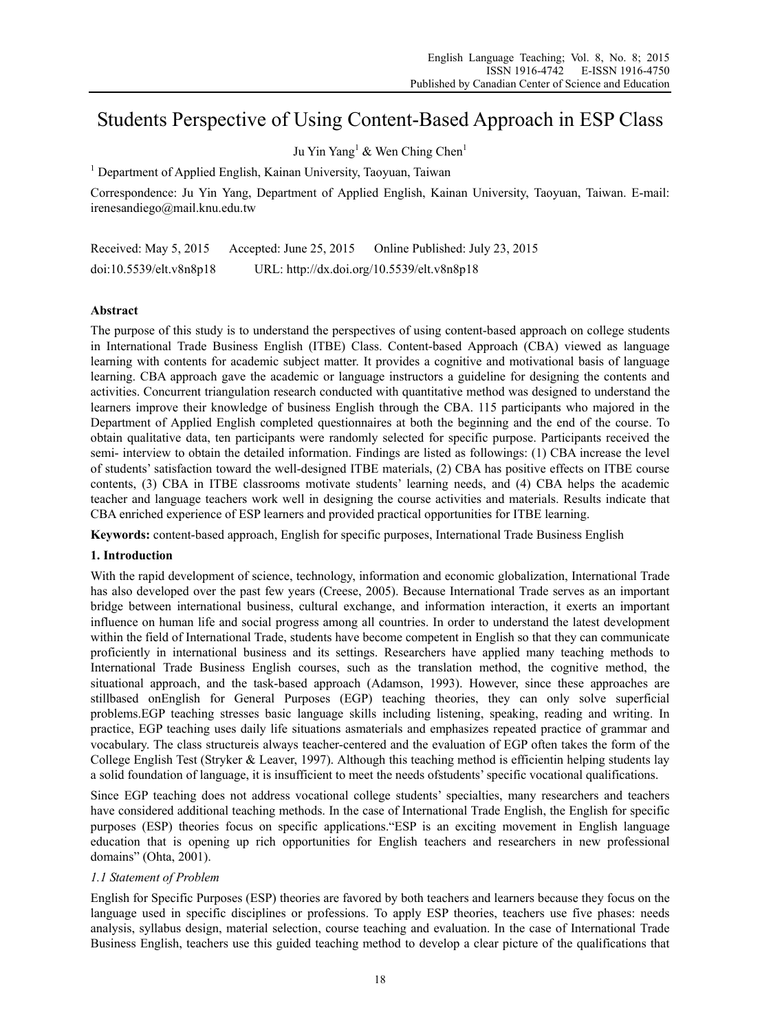# Students Perspective of Using Content-Based Approach in ESP Class

Ju Yin Yang[1] & Wen Ching Chen[1]

[1] Department of Applied English, Kainan University, Taoyuan, Taiwan

Correspondence: Ju Yin Yang, Department of Applied English, Kainan University, Taoyuan, Taiwan. E-mail: irenesandiego@mail.knu.edu.tw

Received: May 5, 2015 Accepted: June 25, 2015 Online Published: July 23, 2015

doi:10.5539/elt.v8n8p18 URL: http://dx.doi.org/10.5539/elt.v8n8p18

## Abstract

The purpose of this study is to understand the perspectives of using content-based approach on college students in International Trade Business English (ITBE) Class. Content-based Approach (CBA) viewed as language learning with contents for academic subject matter. It provides a cognitive and motivational basis of language learning. CBA approach gave the academic or language instructors a guideline for designing the contents and activities. Concurrent triangulation research conducted with quantitative method was designed to understand the learners improve their knowledge of business English through the CBA. 115 participants who majored in the Department of Applied English completed questionnaires at both the beginning and the end of the course. To obtain qualitative data, ten participants were randomly selected for specific purpose. Participants received the semi- interview to obtain the detailed information. Findings are listed as followings: (1) CBA increase the level of students' satisfaction toward the well-designed ITBE materials, (2) CBA has positive effects on ITBE course contents, (3) CBA in ITBE classrooms motivate students' learning needs, and (4) CBA helps the academic teacher and language teachers work well in designing the course activities and materials. Results indicate that CBA enriched experience of ESP learners and provided practical opportunities for ITBE learning.

**Keywords:** content-based approach, English for specific purposes, International Trade Business English

## 1. Introduction

With the rapid development of science, technology, information and economic globalization, International Trade has also developed over the past few years (Creese, 2005). Because International Trade serves as an important bridge between international business, cultural exchange, and information interaction, it exerts an important influence on human life and social progress among all countries. In order to understand the latest development within the field of International Trade, students have become competent in English so that they can communicate proficiently in international business and its settings. Researchers have applied many teaching methods to International Trade Business English courses, such as the translation method, the cognitive method, the situational approach, and the task-based approach (Adamson, 1993). However, since these approaches are stillbased onEnglish for General Purposes (EGP) teaching theories, they can only solve superficial problems.EGP teaching stresses basic language skills including listening, speaking, reading and writing. In practice, EGP teaching uses daily life situations asmaterials and emphasizes repeated practice of grammar and vocabulary. The class structureis always teacher-centered and the evaluation of EGP often takes the form of the College English Test (Stryker & Leaver, 1997). Although this teaching method is efficientin helping students lay a solid foundation of language, it is insufficient to meet the needs ofstudents' specific vocational qualifications.

Since EGP teaching does not address vocational college students' specialties, many researchers and teachers have considered additional teaching methods. In the case of International Trade English, the English for specific purposes (ESP) theories focus on specific applications."ESP is an exciting movement in English language education that is opening up rich opportunities for English teachers and researchers in new professional domains" (Ohta, 2001).

### *1.1 Statement of Problem*

English for Specific Purposes (ESP) theories are favored by both teachers and learners because they focus on the language used in specific disciplines or professions. To apply ESP theories, teachers use five phases: needs analysis, syllabus design, material selection, course teaching and evaluation. In the case of International Trade Business English, teachers use this guided teaching method to develop a clear picture of the qualifications that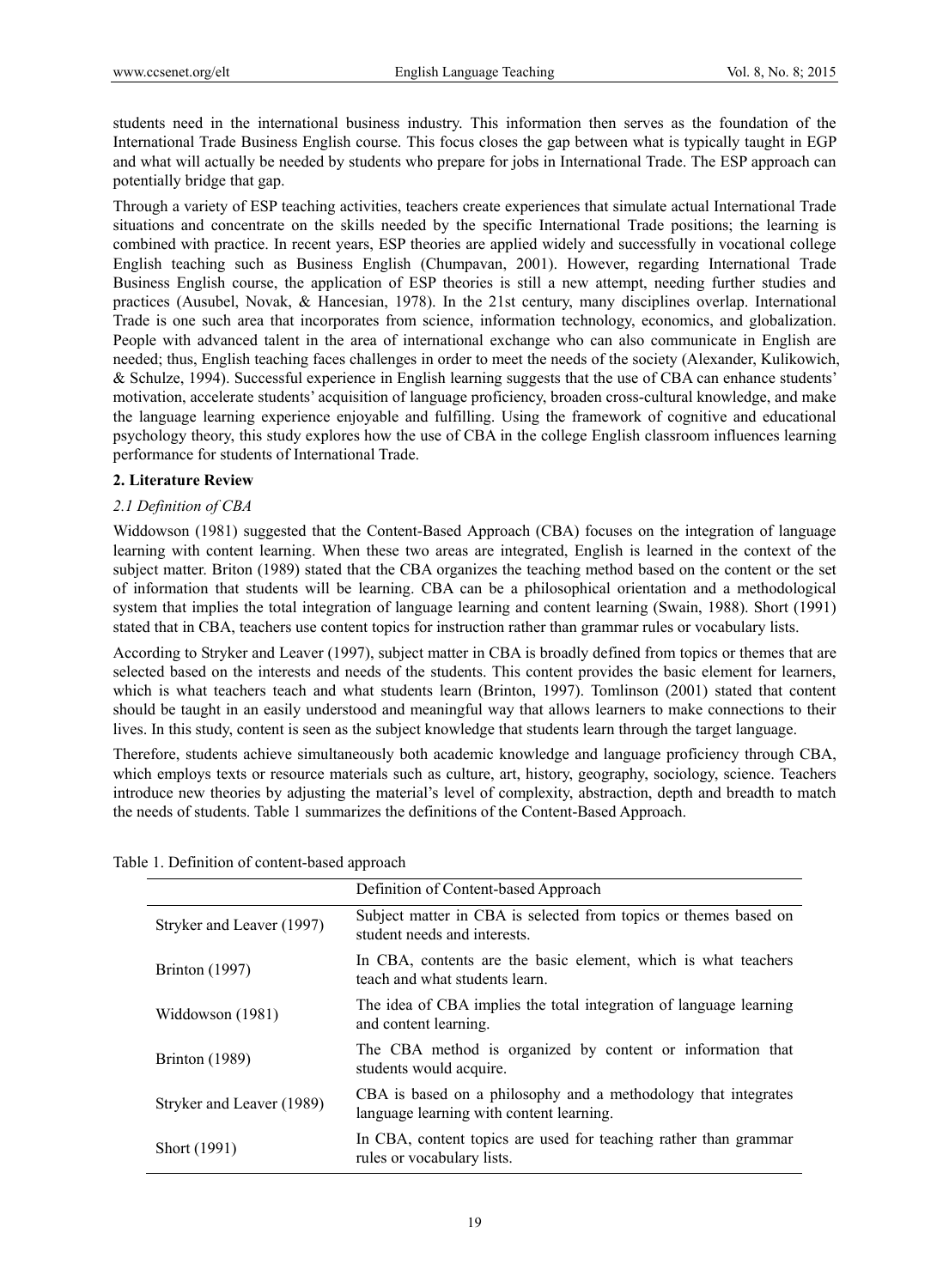students need in the international business industry. This information then serves as the foundation of the International Trade Business English course. This focus closes the gap between what is typically taught in EGP and what will actually be needed by students who prepare for jobs in International Trade. The ESP approach can potentially bridge that gap.

Through a variety of ESP teaching activities, teachers create experiences that simulate actual International Trade situations and concentrate on the skills needed by the specific International Trade positions; the learning is combined with practice. In recent years, ESP theories are applied widely and successfully in vocational college English teaching such as Business English (Chumpavan, 2001). However, regarding International Trade Business English course, the application of ESP theories is still a new attempt, needing further studies and practices (Ausubel, Novak, & Hancesian, 1978). In the 21st century, many disciplines overlap. International Trade is one such area that incorporates from science, information technology, economics, and globalization. People with advanced talent in the area of international exchange who can also communicate in English are needed; thus, English teaching faces challenges in order to meet the needs of the society (Alexander, Kulikowich, & Schulze, 1994). Successful experience in English learning suggests that the use of CBA can enhance students' motivation, accelerate students' acquisition of language proficiency, broaden cross-cultural knowledge, and make the language learning experience enjoyable and fulfilling. Using the framework of cognitive and educational psychology theory, this study explores how the use of CBA in the college English classroom influences learning performance for students of International Trade.

## 2. Literature Review

### *2.1 Definition of CBA*

Widdowson (1981) suggested that the Content-Based Approach (CBA) focuses on the integration of language learning with content learning. When these two areas are integrated, English is learned in the context of the subject matter. Briton (1989) stated that the CBA organizes the teaching method based on the content or the set of information that students will be learning. CBA can be a philosophical orientation and a methodological system that implies the total integration of language learning and content learning (Swain, 1988). Short (1991) stated that in CBA, teachers use content topics for instruction rather than grammar rules or vocabulary lists.

According to Stryker and Leaver (1997), subject matter in CBA is broadly defined from topics or themes that are selected based on the interests and needs of the students. This content provides the basic element for learners, which is what teachers teach and what students learn (Brinton, 1997). Tomlinson (2001) stated that content should be taught in an easily understood and meaningful way that allows learners to make connections to their lives. In this study, content is seen as the subject knowledge that students learn through the target language.

Therefore, students achieve simultaneously both academic knowledge and language proficiency through CBA, which employs texts or resource materials such as culture, art, history, geography, sociology, science. Teachers introduce new theories by adjusting the material's level of complexity, abstraction, depth and breadth to match the needs of students. Table 1 summarizes the definitions of the Content-Based Approach.

Table 1. Definition of content-based approach

| | Definition of Content-based Approach |
|---|---|
| Stryker and Leaver (1997) | Subject matter in CBA is selected from topics or themes based on student needs and interests. |
| Brinton (1997) | In CBA, contents are the basic element, which is what teachers teach and what students learn. |
| Widdowson (1981) | The idea of CBA implies the total integration of language learning and content learning. |
| Brinton (1989) | The CBA method is organized by content or information that students would acquire. |
| Stryker and Leaver (1989) | CBA is based on a philosophy and a methodology that integrates language learning with content learning. |
| Short (1991) | In CBA, content topics are used for teaching rather than grammar rules or vocabulary lists. |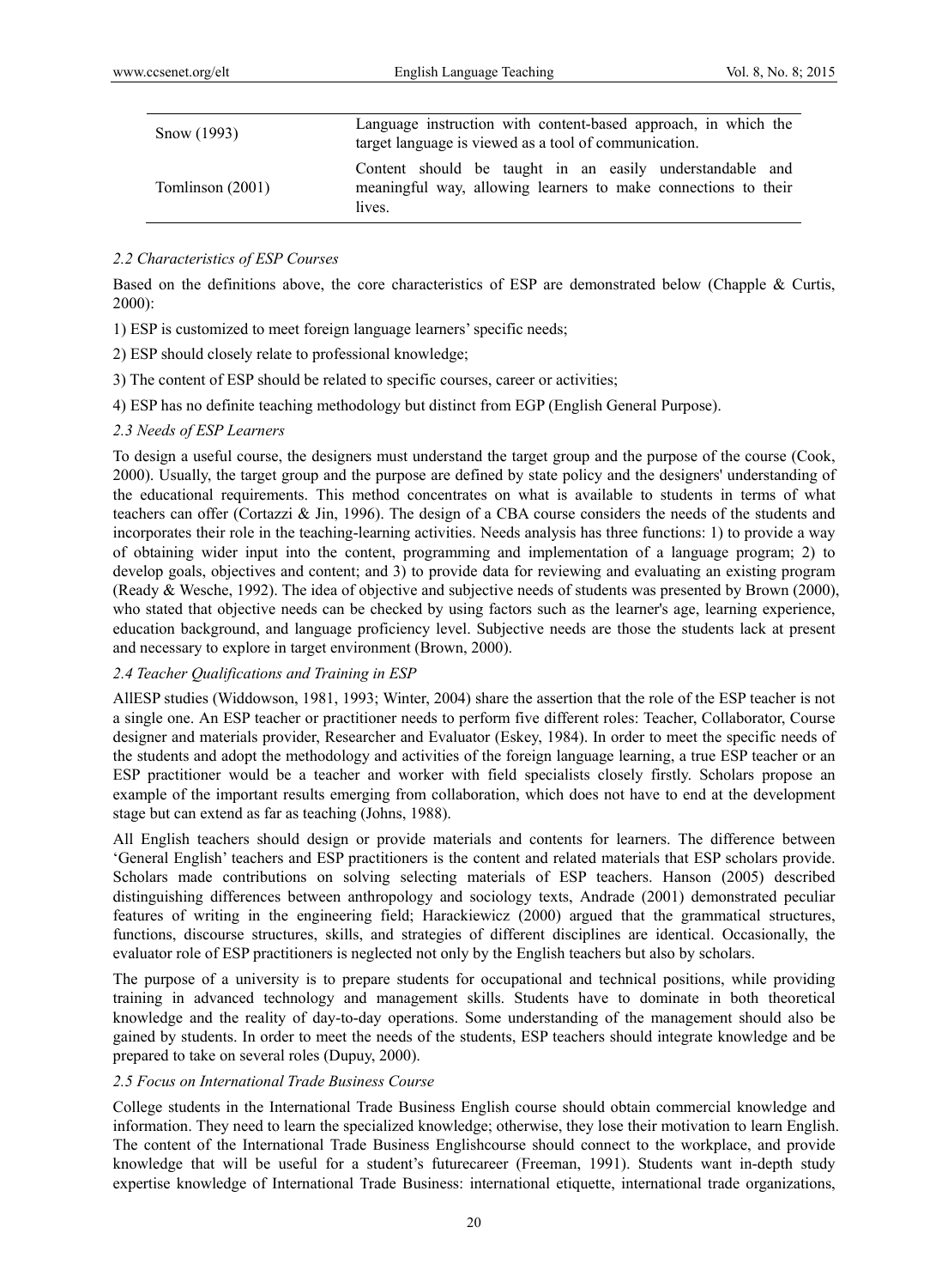| | |
|---|---|
| Snow (1993) | Language instruction with content-based approach, in which the target language is viewed as a tool of communication. |
| Tomlinson (2001) | Content should be taught in an easily understandable and meaningful way, allowing learners to make connections to their lives. |

### *2.2 Characteristics of ESP Courses*

Based on the definitions above, the core characteristics of ESP are demonstrated below (Chapple & Curtis, 2000):

1) ESP is customized to meet foreign language learners' specific needs;

2) ESP should closely relate to professional knowledge;

3) The content of ESP should be related to specific courses, career or activities;

4) ESP has no definite teaching methodology but distinct from EGP (English General Purpose).

### *2.3 Needs of ESP Learners*

To design a useful course, the designers must understand the target group and the purpose of the course (Cook, 2000). Usually, the target group and the purpose are defined by state policy and the designers' understanding of the educational requirements. This method concentrates on what is available to students in terms of what teachers can offer (Cortazzi & Jin, 1996). The design of a CBA course considers the needs of the students and incorporates their role in the teaching-learning activities. Needs analysis has three functions: 1) to provide a way of obtaining wider input into the content, programming and implementation of a language program; 2) to develop goals, objectives and content; and 3) to provide data for reviewing and evaluating an existing program (Ready & Wesche, 1992). The idea of objective and subjective needs of students was presented by Brown (2000), who stated that objective needs can be checked by using factors such as the learner's age, learning experience, education background, and language proficiency level. Subjective needs are those the students lack at present and necessary to explore in target environment (Brown, 2000).

### *2.4 Teacher Qualifications and Training in ESP*

AllESP studies (Widdowson, 1981, 1993; Winter, 2004) share the assertion that the role of the ESP teacher is not a single one. An ESP teacher or practitioner needs to perform five different roles: Teacher, Collaborator, Course designer and materials provider, Researcher and Evaluator (Eskey, 1984). In order to meet the specific needs of the students and adopt the methodology and activities of the foreign language learning, a true ESP teacher or an ESP practitioner would be a teacher and worker with field specialists closely firstly. Scholars propose an example of the important results emerging from collaboration, which does not have to end at the development stage but can extend as far as teaching (Johns, 1988).

All English teachers should design or provide materials and contents for learners. The difference between 'General English' teachers and ESP practitioners is the content and related materials that ESP scholars provide. Scholars made contributions on solving selecting materials of ESP teachers. Hanson (2005) described distinguishing differences between anthropology and sociology texts, Andrade (2001) demonstrated peculiar features of writing in the engineering field; Harackiewicz (2000) argued that the grammatical structures, functions, discourse structures, skills, and strategies of different disciplines are identical. Occasionally, the evaluator role of ESP practitioners is neglected not only by the English teachers but also by scholars.

The purpose of a university is to prepare students for occupational and technical positions, while providing training in advanced technology and management skills. Students have to dominate in both theoretical knowledge and the reality of day-to-day operations. Some understanding of the management should also be gained by students. In order to meet the needs of the students, ESP teachers should integrate knowledge and be prepared to take on several roles (Dupuy, 2000).

### *2.5 Focus on International Trade Business Course*

College students in the International Trade Business English course should obtain commercial knowledge and information. They need to learn the specialized knowledge; otherwise, they lose their motivation to learn English. The content of the International Trade Business Englishcourse should connect to the workplace, and provide knowledge that will be useful for a student's futurecareer (Freeman, 1991). Students want in-depth study expertise knowledge of International Trade Business: international etiquette, international trade organizations,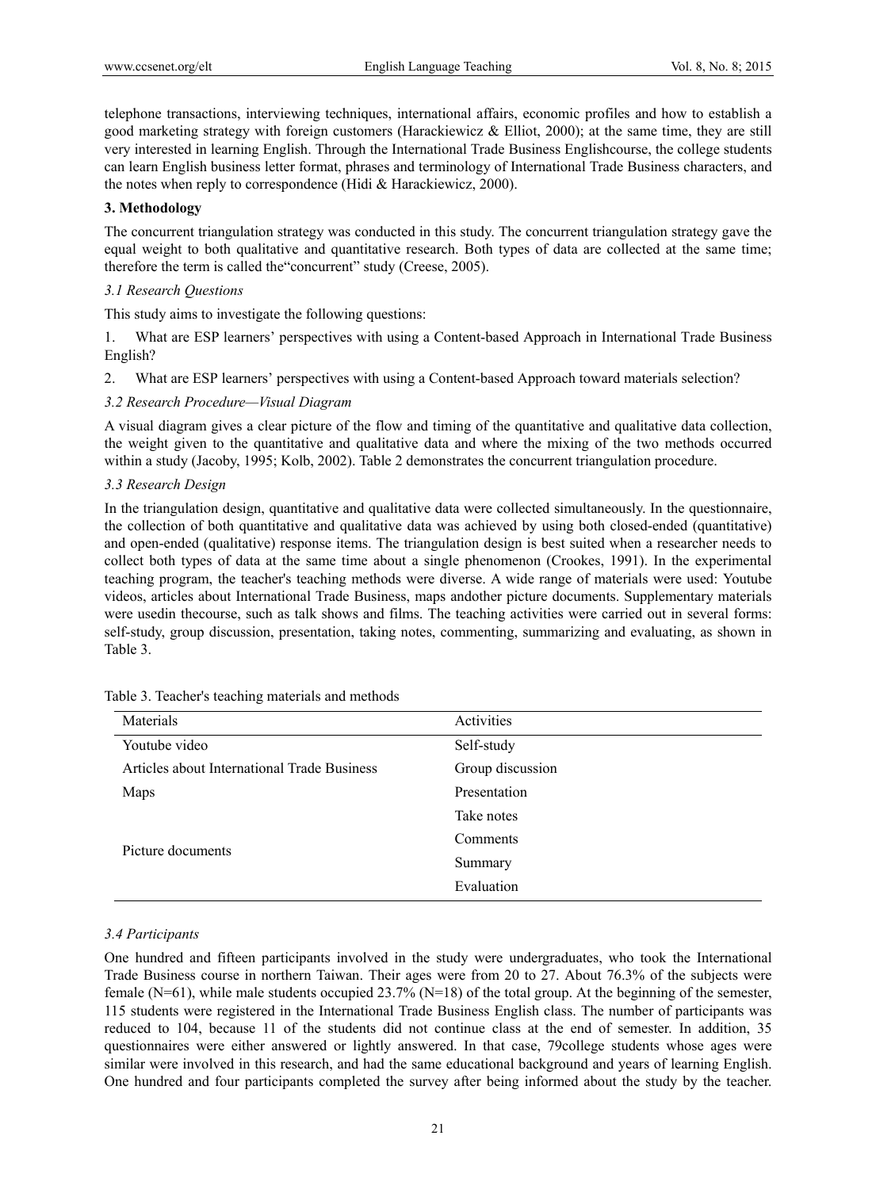telephone transactions, interviewing techniques, international affairs, economic profiles and how to establish a good marketing strategy with foreign customers (Harackiewicz & Elliot, 2000); at the same time, they are still very interested in learning English. Through the International Trade Business Englishcourse, the college students can learn English business letter format, phrases and terminology of International Trade Business characters, and the notes when reply to correspondence (Hidi & Harackiewicz, 2000).

## 3. Methodology

The concurrent triangulation strategy was conducted in this study. The concurrent triangulation strategy gave the equal weight to both qualitative and quantitative research. Both types of data are collected at the same time; therefore the term is called the"concurrent" study (Creese, 2005).

### *3.1 Research Questions*

This study aims to investigate the following questions:

1. What are ESP learners' perspectives with using a Content-based Approach in International Trade Business English?

2. What are ESP learners' perspectives with using a Content-based Approach toward materials selection?

### *3.2 Research Procedure—Visual Diagram*

A visual diagram gives a clear picture of the flow and timing of the quantitative and qualitative data collection, the weight given to the quantitative and qualitative data and where the mixing of the two methods occurred within a study (Jacoby, 1995; Kolb, 2002). Table 2 demonstrates the concurrent triangulation procedure.

### *3.3 Research Design*

In the triangulation design, quantitative and qualitative data were collected simultaneously. In the questionnaire, the collection of both quantitative and qualitative data was achieved by using both closed-ended (quantitative) and open-ended (qualitative) response items. The triangulation design is best suited when a researcher needs to collect both types of data at the same time about a single phenomenon (Crookes, 1991). In the experimental teaching program, the teacher's teaching methods were diverse. A wide range of materials were used: Youtube videos, articles about International Trade Business, maps andother picture documents. Supplementary materials were usedin thecourse, such as talk shows and films. The teaching activities were carried out in several forms: self-study, group discussion, presentation, taking notes, commenting, summarizing and evaluating, as shown in Table 3.

Table 3. Teacher's teaching materials and methods

| Materials | Activities |
|---|---|
| Youtube video | Self-study |
| Articles about International Trade Business | Group discussion |
| Maps | Presentation |
| Picture documents | Take notes |
| | Comments |
| | Summary |
| | Evaluation |

### *3.4 Participants*

One hundred and fifteen participants involved in the study were undergraduates, who took the International Trade Business course in northern Taiwan. Their ages were from 20 to 27. About 76.3% of the subjects were female (N=61), while male students occupied 23.7% (N=18) of the total group. At the beginning of the semester, 115 students were registered in the International Trade Business English class. The number of participants was reduced to 104, because 11 of the students did not continue class at the end of semester. In addition, 35 questionnaires were either answered or lightly answered. In that case, 79college students whose ages were similar were involved in this research, and had the same educational background and years of learning English. One hundred and four participants completed the survey after being informed about the study by the teacher.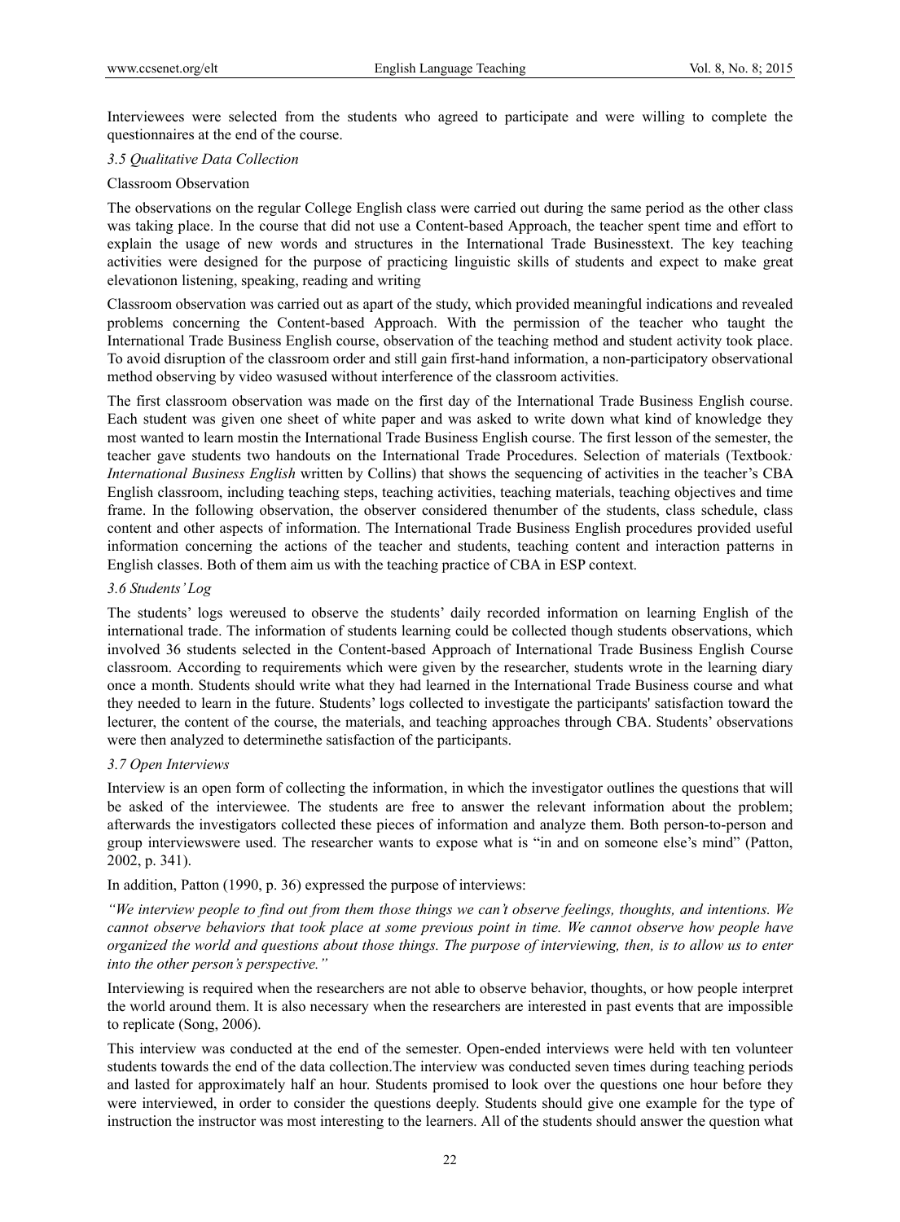Interviewees were selected from the students who agreed to participate and were willing to complete the questionnaires at the end of the course.

### *3.5 Qualitative Data Collection*

Classroom Observation

The observations on the regular College English class were carried out during the same period as the other class was taking place. In the course that did not use a Content-based Approach, the teacher spent time and effort to explain the usage of new words and structures in the International Trade Businesstext. The key teaching activities were designed for the purpose of practicing linguistic skills of students and expect to make great elevationon listening, speaking, reading and writing

Classroom observation was carried out as apart of the study, which provided meaningful indications and revealed problems concerning the Content-based Approach. With the permission of the teacher who taught the International Trade Business English course, observation of the teaching method and student activity took place. To avoid disruption of the classroom order and still gain first-hand information, a non-participatory observational method observing by video wasused without interference of the classroom activities.

The first classroom observation was made on the first day of the International Trade Business English course. Each student was given one sheet of white paper and was asked to write down what kind of knowledge they most wanted to learn mostin the International Trade Business English course. The first lesson of the semester, the teacher gave students two handouts on the International Trade Procedures. Selection of materials (Textbook*: International Business English* written by Collins) that shows the sequencing of activities in the teacher's CBA English classroom, including teaching steps, teaching activities, teaching materials, teaching objectives and time frame. In the following observation, the observer considered thenumber of the students, class schedule, class content and other aspects of information. The International Trade Business English procedures provided useful information concerning the actions of the teacher and students, teaching content and interaction patterns in English classes. Both of them aim us with the teaching practice of CBA in ESP context.

### *3.6 Students' Log*

The students' logs wereused to observe the students' daily recorded information on learning English of the international trade. The information of students learning could be collected though students observations, which involved 36 students selected in the Content-based Approach of International Trade Business English Course classroom. According to requirements which were given by the researcher, students wrote in the learning diary once a month. Students should write what they had learned in the International Trade Business course and what they needed to learn in the future. Students' logs collected to investigate the participants' satisfaction toward the lecturer, the content of the course, the materials, and teaching approaches through CBA. Students' observations were then analyzed to determinethe satisfaction of the participants.

### *3.7 Open Interviews*

Interview is an open form of collecting the information, in which the investigator outlines the questions that will be asked of the interviewee. The students are free to answer the relevant information about the problem; afterwards the investigators collected these pieces of information and analyze them. Both person-to-person and group interviewswere used. The researcher wants to expose what is "in and on someone else's mind" (Patton, 2002, p. 341).

In addition, Patton (1990, p. 36) expressed the purpose of interviews:

*"We interview people to find out from them those things we can't observe feelings, thoughts, and intentions. We cannot observe behaviors that took place at some previous point in time. We cannot observe how people have organized the world and questions about those things. The purpose of interviewing, then, is to allow us to enter into the other person's perspective."*

Interviewing is required when the researchers are not able to observe behavior, thoughts, or how people interpret the world around them. It is also necessary when the researchers are interested in past events that are impossible to replicate (Song, 2006).

This interview was conducted at the end of the semester. Open-ended interviews were held with ten volunteer students towards the end of the data collection.The interview was conducted seven times during teaching periods and lasted for approximately half an hour. Students promised to look over the questions one hour before they were interviewed, in order to consider the questions deeply. Students should give one example for the type of instruction the instructor was most interesting to the learners. All of the students should answer the question what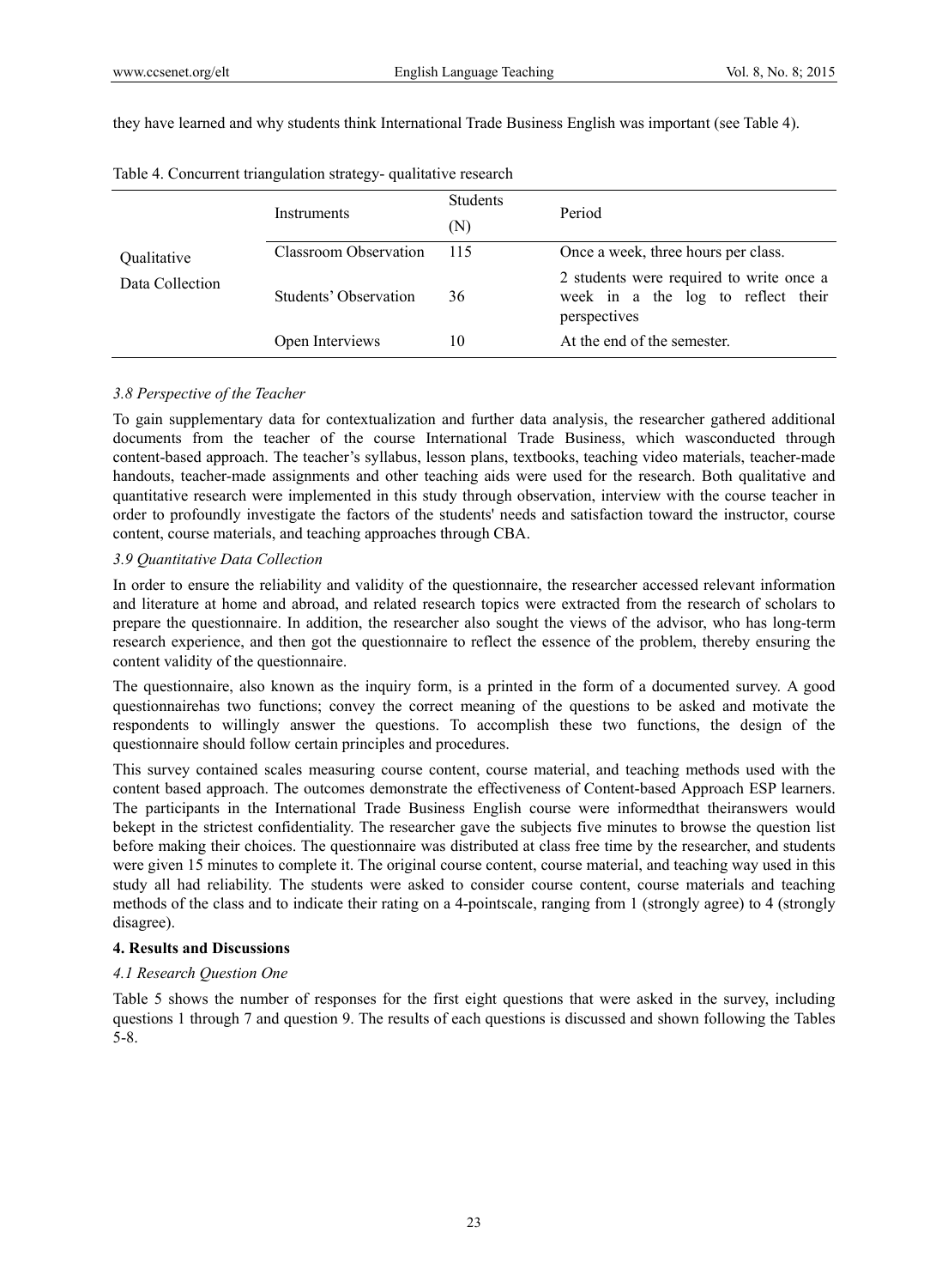they have learned and why students think International Trade Business English was important (see Table 4).

Table 4. Concurrent triangulation strategy- qualitative research

| | Instruments | Students (N) | Period |
|---|---|---|---|
| Qualitative Data Collection | Classroom Observation | 115 | Once a week, three hours per class. |
| | Students' Observation | 36 | 2 students were required to write once a week in a the log to reflect their perspectives |
| | Open Interviews | 10 | At the end of the semester. |

### *3.8 Perspective of the Teacher*

To gain supplementary data for contextualization and further data analysis, the researcher gathered additional documents from the teacher of the course International Trade Business, which wasconducted through content-based approach. The teacher's syllabus, lesson plans, textbooks, teaching video materials, teacher-made handouts, teacher-made assignments and other teaching aids were used for the research. Both qualitative and quantitative research were implemented in this study through observation, interview with the course teacher in order to profoundly investigate the factors of the students' needs and satisfaction toward the instructor, course content, course materials, and teaching approaches through CBA.

### *3.9 Quantitative Data Collection*

In order to ensure the reliability and validity of the questionnaire, the researcher accessed relevant information and literature at home and abroad, and related research topics were extracted from the research of scholars to prepare the questionnaire. In addition, the researcher also sought the views of the advisor, who has long-term research experience, and then got the questionnaire to reflect the essence of the problem, thereby ensuring the content validity of the questionnaire.

The questionnaire, also known as the inquiry form, is a printed in the form of a documented survey. A good questionnairehas two functions; convey the correct meaning of the questions to be asked and motivate the respondents to willingly answer the questions. To accomplish these two functions, the design of the questionnaire should follow certain principles and procedures.

This survey contained scales measuring course content, course material, and teaching methods used with the content based approach. The outcomes demonstrate the effectiveness of Content-based Approach ESP learners. The participants in the International Trade Business English course were informedthat theiranswers would bekept in the strictest confidentiality. The researcher gave the subjects five minutes to browse the question list before making their choices. The questionnaire was distributed at class free time by the researcher, and students were given 15 minutes to complete it. The original course content, course material, and teaching way used in this study all had reliability. The students were asked to consider course content, course materials and teaching methods of the class and to indicate their rating on a 4-pointscale, ranging from 1 (strongly agree) to 4 (strongly disagree).

## **4. Results and Discussions**

### *4.1 Research Question One*

Table 5 shows the number of responses for the first eight questions that were asked in the survey, including questions 1 through 7 and question 9. The results of each questions is discussed and shown following the Tables 5-8.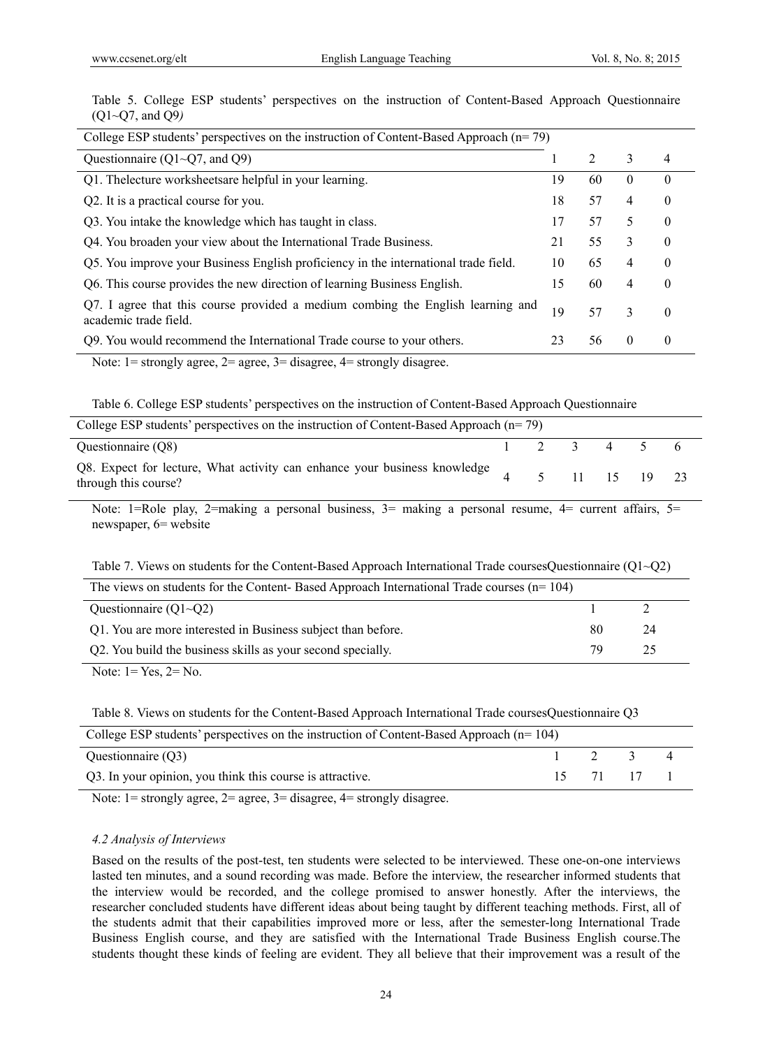Table 5. College ESP students' perspectives on the instruction of Content-Based Approach Questionnaire (Q1~Q7, and Q9*)*

| College ESP students' perspectives on the instruction of Content-Based Approach (n= 79) | | | | |
|---|---|---|---|---|
| Questionnaire (Q1~Q7, and Q9) | 1 | 2 | 3 | 4 |
| Q1. Thelecture worksheetsare helpful in your learning. | 19 | 60 | 0 | 0 |
| Q2. It is a practical course for you. | 18 | 57 | 4 | 0 |
| Q3. You intake the knowledge which has taught in class. | 17 | 57 | 5 | 0 |
| Q4. You broaden your view about the International Trade Business. | 21 | 55 | 3 | 0 |
| Q5. You improve your Business English proficiency in the international trade field. | 10 | 65 | 4 | 0 |
| Q6. This course provides the new direction of learning Business English. | 15 | 60 | 4 | 0 |
| Q7. I agree that this course provided a medium combing the English learning and academic trade field. | 19 | 57 | 3 | 0 |
| Q9. You would recommend the International Trade course to your others. | 23 | 56 | 0 | 0 |

Note: 1= strongly agree, 2= agree, 3= disagree, 4= strongly disagree.

Table 6. College ESP students' perspectives on the instruction of Content-Based Approach Questionnaire

| College ESP students' perspectives on the instruction of Content-Based Approach (n= 79) | | | | | | |
|---|---|---|---|---|---|---|
| Questionnaire (Q8) | 1 | 2 | 3 | 4 | 5 | 6 |
| Q8. Expect for lecture, What activity can enhance your business knowledge through this course? | 4 | 5 | 11 | 15 | 19 | 23 |

Note: 1=Role play, 2=making a personal business, 3= making a personal resume, 4= current affairs, 5= newspaper, 6= website

Table 7. Views on students for the Content-Based Approach International Trade coursesQuestionnaire (Q1~Q2)

| The views on students for the Content- Based Approach International Trade courses (n= 104) | | |
|---|---|---|
| Questionnaire (Q1~Q2) | 1 | 2 |
| Q1. You are more interested in Business subject than before. | 80 | 24 |
| Q2. You build the business skills as your second specially. | 79 | 25 |

Note: 1= Yes, 2= No.

Table 8. Views on students for the Content-Based Approach International Trade coursesQuestionnaire Q3

| College ESP students' perspectives on the instruction of Content-Based Approach (n= 104) | | | | |
|---|---|---|---|---|
| Questionnaire (Q3) | 1 | 2 | 3 | 4 |
| Q3. In your opinion, you think this course is attractive. | 15 | 71 | 17 | 1 |

Note: 1= strongly agree, 2= agree, 3= disagree, 4= strongly disagree.

### *4.2 Analysis of Interviews*

Based on the results of the post-test, ten students were selected to be interviewed. These one-on-one interviews lasted ten minutes, and a sound recording was made. Before the interview, the researcher informed students that the interview would be recorded, and the college promised to answer honestly. After the interviews, the researcher concluded students have different ideas about being taught by different teaching methods. First, all of the students admit that their capabilities improved more or less, after the semester-long International Trade Business English course, and they are satisfied with the International Trade Business English course.The students thought these kinds of feeling are evident. They all believe that their improvement was a result of the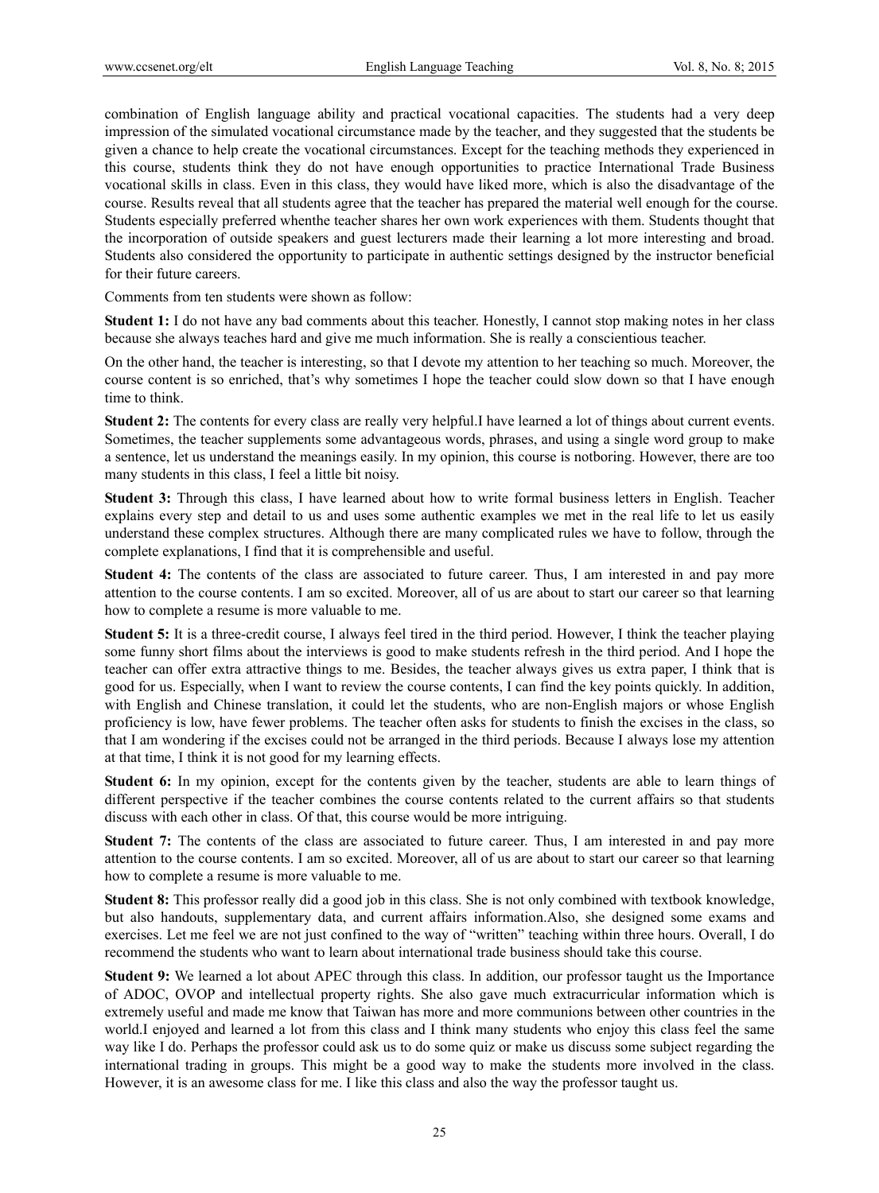combination of English language ability and practical vocational capacities. The students had a very deep impression of the simulated vocational circumstance made by the teacher, and they suggested that the students be given a chance to help create the vocational circumstances. Except for the teaching methods they experienced in this course, students think they do not have enough opportunities to practice International Trade Business vocational skills in class. Even in this class, they would have liked more, which is also the disadvantage of the course. Results reveal that all students agree that the teacher has prepared the material well enough for the course. Students especially preferred whenthe teacher shares her own work experiences with them. Students thought that the incorporation of outside speakers and guest lecturers made their learning a lot more interesting and broad. Students also considered the opportunity to participate in authentic settings designed by the instructor beneficial for their future careers.

Comments from ten students were shown as follow:

**Student 1:** I do not have any bad comments about this teacher. Honestly, I cannot stop making notes in her class because she always teaches hard and give me much information. She is really a conscientious teacher.

On the other hand, the teacher is interesting, so that I devote my attention to her teaching so much. Moreover, the course content is so enriched, that's why sometimes I hope the teacher could slow down so that I have enough time to think.

**Student 2:** The contents for every class are really very helpful.I have learned a lot of things about current events. Sometimes, the teacher supplements some advantageous words, phrases, and using a single word group to make a sentence, let us understand the meanings easily. In my opinion, this course is notboring. However, there are too many students in this class, I feel a little bit noisy.

**Student 3:** Through this class, I have learned about how to write formal business letters in English. Teacher explains every step and detail to us and uses some authentic examples we met in the real life to let us easily understand these complex structures. Although there are many complicated rules we have to follow, through the complete explanations, I find that it is comprehensible and useful.

**Student 4:** The contents of the class are associated to future career. Thus, I am interested in and pay more attention to the course contents. I am so excited. Moreover, all of us are about to start our career so that learning how to complete a resume is more valuable to me.

**Student 5:** It is a three-credit course, I always feel tired in the third period. However, I think the teacher playing some funny short films about the interviews is good to make students refresh in the third period. And I hope the teacher can offer extra attractive things to me. Besides, the teacher always gives us extra paper, I think that is good for us. Especially, when I want to review the course contents, I can find the key points quickly. In addition, with English and Chinese translation, it could let the students, who are non-English majors or whose English proficiency is low, have fewer problems. The teacher often asks for students to finish the excises in the class, so that I am wondering if the excises could not be arranged in the third periods. Because I always lose my attention at that time, I think it is not good for my learning effects.

**Student 6:** In my opinion, except for the contents given by the teacher, students are able to learn things of different perspective if the teacher combines the course contents related to the current affairs so that students discuss with each other in class. Of that, this course would be more intriguing.

**Student 7:** The contents of the class are associated to future career. Thus, I am interested in and pay more attention to the course contents. I am so excited. Moreover, all of us are about to start our career so that learning how to complete a resume is more valuable to me.

**Student 8:** This professor really did a good job in this class. She is not only combined with textbook knowledge, but also handouts, supplementary data, and current affairs information.Also, she designed some exams and exercises. Let me feel we are not just confined to the way of "written" teaching within three hours. Overall, I do recommend the students who want to learn about international trade business should take this course.

**Student 9:** We learned a lot about APEC through this class. In addition, our professor taught us the Importance of ADOC, OVOP and intellectual property rights. She also gave much extracurricular information which is extremely useful and made me know that Taiwan has more and more communions between other countries in the world.I enjoyed and learned a lot from this class and I think many students who enjoy this class feel the same way like I do. Perhaps the professor could ask us to do some quiz or make us discuss some subject regarding the international trading in groups. This might be a good way to make the students more involved in the class. However, it is an awesome class for me. I like this class and also the way the professor taught us.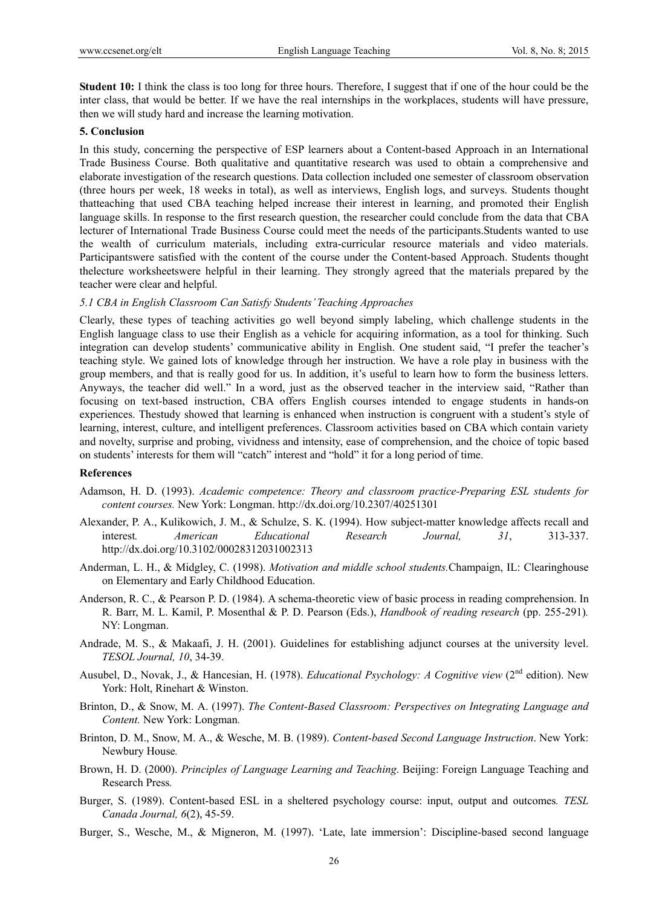**Student 10:** I think the class is too long for three hours. Therefore, I suggest that if one of the hour could be the inter class, that would be better. If we have the real internships in the workplaces, students will have pressure, then we will study hard and increase the learning motivation.

### 5. Conclusion

In this study, concerning the perspective of ESP learners about a Content-based Approach in an International Trade Business Course. Both qualitative and quantitative research was used to obtain a comprehensive and elaborate investigation of the research questions. Data collection included one semester of classroom observation (three hours per week, 18 weeks in total), as well as interviews, English logs, and surveys. Students thought thatteaching that used CBA teaching helped increase their interest in learning, and promoted their English language skills. In response to the first research question, the researcher could conclude from the data that CBA lecturer of International Trade Business Course could meet the needs of the participants.Students wanted to use the wealth of curriculum materials, including extra-curricular resource materials and video materials. Participantswere satisfied with the content of the course under the Content-based Approach. Students thought thelecture worksheetswere helpful in their learning. They strongly agreed that the materials prepared by the teacher were clear and helpful.

#### *5.1 CBA in English Classroom Can Satisfy Students' Teaching Approaches*

Clearly, these types of teaching activities go well beyond simply labeling, which challenge students in the English language class to use their English as a vehicle for acquiring information, as a tool for thinking. Such integration can develop students' communicative ability in English. One student said, "I prefer the teacher's teaching style. We gained lots of knowledge through her instruction. We have a role play in business with the group members, and that is really good for us. In addition, it's useful to learn how to form the business letters. Anyways, the teacher did well." In a word, just as the observed teacher in the interview said, "Rather than focusing on text-based instruction, CBA offers English courses intended to engage students in hands-on experiences. Thestudy showed that learning is enhanced when instruction is congruent with a student's style of learning, interest, culture, and intelligent preferences. Classroom activities based on CBA which contain variety and novelty, surprise and probing, vividness and intensity, ease of comprehension, and the choice of topic based on students' interests for them will "catch" interest and "hold" it for a long period of time.

### References

Adamson, H. D. (1993). *Academic competence: Theory and classroom practice-Preparing ESL students for content courses.* New York: Longman. http://dx.doi.org/10.2307/40251301

Alexander, P. A., Kulikowich, J. M., & Schulze, S. K. (1994). How subject-matter knowledge affects recall and interest. *American Educational Research Journal, 31*, 313-337. http://dx.doi.org/10.3102/00028312031002313

Anderman, L. H., & Midgley, C. (1998). *Motivation and middle school students.*Champaign, IL: Clearinghouse on Elementary and Early Childhood Education.

Anderson, R. C., & Pearson P. D. (1984). A schema-theoretic view of basic process in reading comprehension. In R. Barr, M. L. Kamil, P. Mosenthal & P. D. Pearson (Eds.), *Handbook of reading research* (pp. 255-291). NY: Longman.

Andrade, M. S., & Makaafi, J. H. (2001). Guidelines for establishing adjunct courses at the university level. *TESOL Journal, 10*, 34-39.

Ausubel, D., Novak, J., & Hancesian, H. (1978). *Educational Psychology: A Cognitive view* (2nd edition). New York: Holt, Rinehart & Winston.

Brinton, D., & Snow, M. A. (1997). *The Content-Based Classroom: Perspectives on Integrating Language and Content.* New York: Longman.

Brinton, D. M., Snow, M. A., & Wesche, M. B. (1989). *Content-based Second Language Instruction*. New York: Newbury House.

Brown, H. D. (2000). *Principles of Language Learning and Teaching*. Beijing: Foreign Language Teaching and Research Press.

Burger, S. (1989). Content-based ESL in a sheltered psychology course: input, output and outcomes. *TESL Canada Journal, 6*(2), 45-59.

Burger, S., Wesche, M., & Migneron, M. (1997). 'Late, late immersion': Discipline-based second language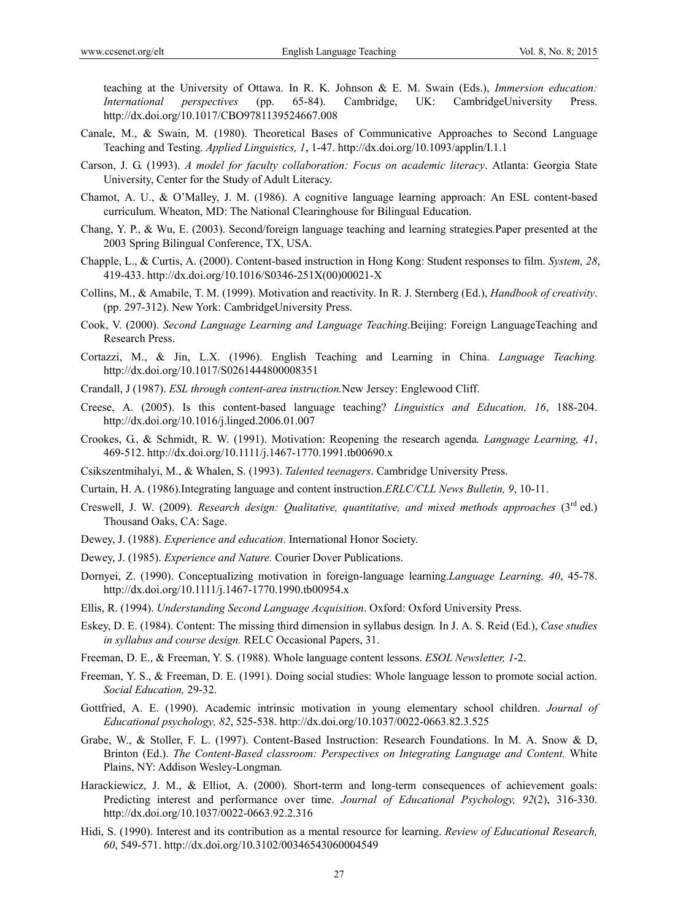teaching at the University of Ottawa. In R. K. Johnson & E. M. Swain (Eds.), *Immersion education: International perspectives* (pp. 65-84). Cambridge, UK: CambridgeUniversity Press. http://dx.doi.org/10.1017/CBO9781139524667.008

Canale, M., & Swain, M. (1980). Theoretical Bases of Communicative Approaches to Second Language Teaching and Testing. *Applied Linguistics, 1*, 1-47. http://dx.doi.org/10.1093/applin/I.1.1

Carson, J. G. (1993). *A model for faculty collaboration: Focus on academic literacy*. Atlanta: Georgia State University, Center for the Study of Adult Literacy.

Chamot, A. U., & O'Malley, J. M. (1986). A cognitive language learning approach: An ESL content-based curriculum. Wheaton, MD: The National Clearinghouse for Bilingual Education.

Chang, Y. P., & Wu, E. (2003). Second/foreign language teaching and learning strategies.Paper presented at the 2003 Spring Bilingual Conference, TX, USA.

Chapple, L., & Curtis, A. (2000). Content-based instruction in Hong Kong: Student responses to film. *System, 28*, 419-433. http://dx.doi.org/10.1016/S0346-251X(00)00021-X

Collins, M., & Amabile, T. M. (1999). Motivation and reactivity. In R. J. Sternberg (Ed.), *Handbook of creativity*. (pp. 297-312). New York: CambridgeUniversity Press.

Cook, V. (2000). *Second Language Learning and Language Teaching*.Beijing: Foreign LanguageTeaching and Research Press.

Cortazzi, M., & Jin, L.X. (1996). English Teaching and Learning in China. *Language Teaching.* http://dx.doi.org/10.1017/S0261444800008351

Crandall, J (1987). *ESL through content-area instruction.*New Jersey: Englewood Cliff.

Creese, A. (2005). Is this content-based language teaching? *Linguistics and Education, 16*, 188-204. http://dx.doi.org/10.1016/j.linged.2006.01.007

Crookes, G., & Schmidt, R. W. (1991). Motivation: Reopening the research agenda. *Language Learning, 41*, 469-512. http://dx.doi.org/10.1111/j.1467-1770.1991.tb00690.x

Csikszentmihalyi, M., & Whalen, S. (1993). *Talented teenagers*. Cambridge University Press.

Curtain, H. A. (1986).Integrating language and content instruction.*ERLC/CLL News Bulletin, 9*, 10-11.

Creswell, J. W. (2009). *Research design: Qualitative, quantitative, and mixed methods approaches* (3rd ed.) Thousand Oaks, CA: Sage.

Dewey, J. (1988). *Experience and education*. International Honor Society.

Dewey, J. (1985). *Experience and Nature.* Courier Dover Publications.

Dornyei, Z. (1990). Conceptualizing motivation in foreign-language learning.*Language Learning, 40*, 45-78. http://dx.doi.org/10.1111/j.1467-1770.1990.tb00954.x

Ellis, R. (1994). *Understanding Second Language Acquisition*. Oxford: Oxford University Press.

Eskey, D. E. (1984). Content: The missing third dimension in syllabus design. In J. A. S. Reid (Ed.), *Case studies in syllabus and course design.* RELC Occasional Papers, 31.

Freeman, D. E., & Freeman, Y. S. (1988). Whole language content lessons. *ESOL Newsletter, 1*-2.

Freeman, Y. S., & Freeman, D. E. (1991). Doing social studies: Whole language lesson to promote social action. *Social Education,* 29-32.

Gottfried, A. E. (1990). Academic intrinsic motivation in young elementary school children. *Journal of Educational psychology, 82*, 525-538. http://dx.doi.org/10.1037/0022-0663.82.3.525

Grabe, W., & Stoller, F. L. (1997). Content-Based Instruction: Research Foundations. In M. A. Snow & D, Brinton (Ed.). *The Content-Based classroom: Perspectives on Integrating Language and Content.* White Plains, NY: Addison Wesley-Longman.

Harackiewicz, J. M., & Elliot, A. (2000). Short-term and long-term consequences of achievement goals: Predicting interest and performance over time. *Journal of Educational Psychology, 92*(2), 316-330. http://dx.doi.org/10.1037/0022-0663.92.2.316

Hidi, S. (1990). Interest and its contribution as a mental resource for learning. *Review of Educational Research, 60*, 549-571. http://dx.doi.org/10.3102/00346543060004549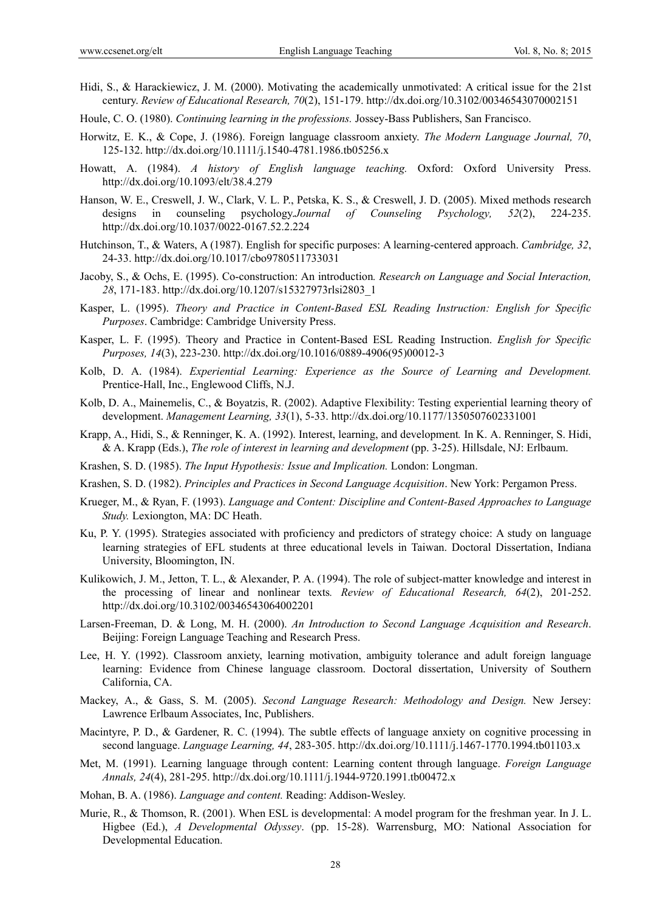Hidi, S., & Harackiewicz, J. M. (2000). Motivating the academically unmotivated: A critical issue for the 21st century. *Review of Educational Research, 70*(2), 151-179. http://dx.doi.org/10.3102/00346543070002151

Houle, C. O. (1980). *Continuing learning in the professions.* Jossey-Bass Publishers, San Francisco.

Horwitz, E. K., & Cope, J. (1986). Foreign language classroom anxiety. *The Modern Language Journal, 70*, 125-132. http://dx.doi.org/10.1111/j.1540-4781.1986.tb05256.x

Howatt, A. (1984). *A history of English language teaching.* Oxford: Oxford University Press. http://dx.doi.org/10.1093/elt/38.4.279

Hanson, W. E., Creswell, J. W., Clark, V. L. P., Petska, K. S., & Creswell, J. D. (2005). Mixed methods research designs in counseling psychology.*Journal of Counseling Psychology, 52*(2), 224-235. http://dx.doi.org/10.1037/0022-0167.52.2.224

Hutchinson, T., & Waters, A (1987). English for specific purposes: A learning-centered approach. *Cambridge, 32*, 24-33. http://dx.doi.org/10.1017/cbo9780511733031

Jacoby, S., & Ochs, E. (1995). Co-construction: An introduction*. Research on Language and Social Interaction, 28*, 171-183. http://dx.doi.org/10.1207/s15327973rlsi2803_1

Kasper, L. (1995). *Theory and Practice in Content-Based ESL Reading Instruction: English for Specific Purposes*. Cambridge: Cambridge University Press.

Kasper, L. F. (1995). Theory and Practice in Content-Based ESL Reading Instruction. *English for Specific Purposes, 14*(3), 223-230. http://dx.doi.org/10.1016/0889-4906(95)00012-3

Kolb, D. A. (1984). *Experiential Learning: Experience as the Source of Learning and Development.* Prentice-Hall, Inc., Englewood Cliffs, N.J.

Kolb, D. A., Mainemelis, C., & Boyatzis, R. (2002). Adaptive Flexibility: Testing experiential learning theory of development. *Management Learning, 33*(1), 5-33. http://dx.doi.org/10.1177/1350507602331001

Krapp, A., Hidi, S., & Renninger, K. A. (1992). Interest, learning, and development*.* In K. A. Renninger, S. Hidi, & A. Krapp (Eds.), *The role of interest in learning and development* (pp. 3-25). Hillsdale, NJ: Erlbaum.

Krashen, S. D. (1985). *The Input Hypothesis: Issue and Implication.* London: Longman.

Krashen, S. D. (1982). *Principles and Practices in Second Language Acquisition*. New York: Pergamon Press.

Krueger, M., & Ryan, F. (1993). *Language and Content: Discipline and Content-Based Approaches to Language Study.* Lexiongton, MA: DC Heath.

Ku, P. Y. (1995). Strategies associated with proficiency and predictors of strategy choice: A study on language learning strategies of EFL students at three educational levels in Taiwan. Doctoral Dissertation, Indiana University, Bloomington, IN.

Kulikowich, J. M., Jetton, T. L., & Alexander, P. A. (1994). The role of subject-matter knowledge and interest in the processing of linear and nonlinear texts*. Review of Educational Research, 64*(2), 201-252. http://dx.doi.org/10.3102/00346543064002201

Larsen-Freeman, D. & Long, M. H. (2000). *An Introduction to Second Language Acquisition and Research*. Beijing: Foreign Language Teaching and Research Press.

Lee, H. Y. (1992). Classroom anxiety, learning motivation, ambiguity tolerance and adult foreign language learning: Evidence from Chinese language classroom. Doctoral dissertation, University of Southern California, CA.

Mackey, A., & Gass, S. M. (2005). *Second Language Research: Methodology and Design.* New Jersey: Lawrence Erlbaum Associates, Inc, Publishers.

Macintyre, P. D., & Gardener, R. C. (1994). The subtle effects of language anxiety on cognitive processing in second language. *Language Learning, 44*, 283-305. http://dx.doi.org/10.1111/j.1467-1770.1994.tb01103.x

Met, M. (1991). Learning language through content: Learning content through language. *Foreign Language Annals, 24*(4), 281-295. http://dx.doi.org/10.1111/j.1944-9720.1991.tb00472.x

Mohan, B. A. (1986). *Language and content.* Reading: Addison-Wesley.

Murie, R., & Thomson, R. (2001). When ESL is developmental: A model program for the freshman year. In J. L. Higbee (Ed.), *A Developmental Odyssey*. (pp. 15-28). Warrensburg, MO: National Association for Developmental Education.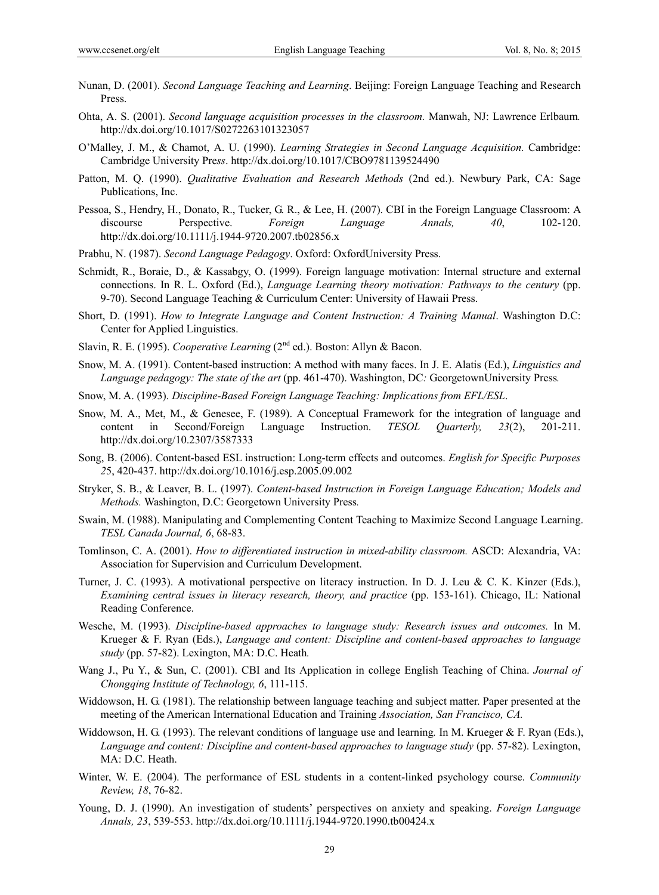Nunan, D. (2001). *Second Language Teaching and Learning*. Beijing: Foreign Language Teaching and Research Press.

Ohta, A. S. (2001). *Second language acquisition processes in the classroom.* Manwah, NJ: Lawrence Erlbaum*.* http://dx.doi.org/10.1017/S0272263101323057

O'Malley, J. M., & Chamot, A. U. (1990). *Learning Strategies in Second Language Acquisition.* Cambridge: Cambridge University Pre*ss*. http://dx.doi.org/10.1017/CBO9781139524490

Patton, M. Q. (1990). *Qualitative Evaluation and Research Methods* (2nd ed.). Newbury Park, CA: Sage Publications, Inc.

Pessoa, S., Hendry, H., Donato, R., Tucker, G. R., & Lee, H. (2007). CBI in the Foreign Language Classroom: A discourse Perspective. *Foreign Language Annals, 40*, 102-120. http://dx.doi.org/10.1111/j.1944-9720.2007.tb02856.x

Prabhu, N. (1987). *Second Language Pedagogy*. Oxford: OxfordUniversity Press.

Schmidt, R., Boraie, D., & Kassabgy, O. (1999). Foreign language motivation: Internal structure and external connections. In R. L. Oxford (Ed.), *Language Learning theory motivation: Pathways to the century* (pp. 9-70). Second Language Teaching & Curriculum Center: University of Hawaii Press.

Short, D. (1991). *How to Integrate Language and Content Instruction: A Training Manual*. Washington D.C: Center for Applied Linguistics.

Slavin, R. E. (1995). *Cooperative Learning* (2nd ed.). Boston: Allyn & Bacon.

Snow, M. A. (1991). Content-based instruction: A method with many faces. In J. E. Alatis (Ed.), *Linguistics and Language pedagogy: The state of the art* (pp. 461-470). Washington, DC*:* GeorgetownUniversity Press*.*

Snow, M. A. (1993). *Discipline-Based Foreign Language Teaching: Implications from EFL/ESL*.

Snow, M. A., Met, M., & Genesee, F. (1989). A Conceptual Framework for the integration of language and content in Second/Foreign Language Instruction. *TESOL Quarterly, 23*(2), 201-211. http://dx.doi.org/10.2307/3587333

Song, B. (2006). Content-based ESL instruction: Long-term effects and outcomes. *English for Specific Purposes 25*, 420-437. http://dx.doi.org/10.1016/j.esp.2005.09.002

Stryker, S. B., & Leaver, B. L. (1997). *Content-based Instruction in Foreign Language Education; Models and Methods.* Washington, D.C: Georgetown University Press*.*

Swain, M. (1988). Manipulating and Complementing Content Teaching to Maximize Second Language Learning. *TESL Canada Journal, 6*, 68-83.

Tomlinson, C. A. (2001). *How to differentiated instruction in mixed-ability classroom.* ASCD: Alexandria, VA: Association for Supervision and Curriculum Development.

Turner, J. C. (1993). A motivational perspective on literacy instruction. In D. J. Leu & C. K. Kinzer (Eds.), *Examining central issues in literacy research, theory, and practice* (pp. 153-161). Chicago, IL: National Reading Conference.

Wesche, M. (1993). *Discipline-based approaches to language study: Research issues and outcomes.* In M. Krueger & F. Ryan (Eds.), *Language and content: Discipline and content-based approaches to language study* (pp. 57-82). Lexington, MA: D.C. Heath*.*

Wang J., Pu Y., & Sun, C. (2001). CBI and Its Application in college English Teaching of China. *Journal of Chongqing Institute of Technology, 6*, 111-115.

Widdowson, H. G. (1981). The relationship between language teaching and subject matter. Paper presented at the meeting of the American International Education and Training *Association, San Francisco, CA.*

Widdowson, H. G. (1993). The relevant conditions of language use and learning*.* In M. Krueger & F. Ryan (Eds.), *Language and content: Discipline and content-based approaches to language study* (pp. 57-82). Lexington, MA: D.C. Heath.

Winter, W. E. (2004). The performance of ESL students in a content-linked psychology course. *Community Review, 18*, 76-82.

Young, D. J. (1990). An investigation of students' perspectives on anxiety and speaking. *Foreign Language Annals, 23*, 539-553. http://dx.doi.org/10.1111/j.1944-9720.1990.tb00424.x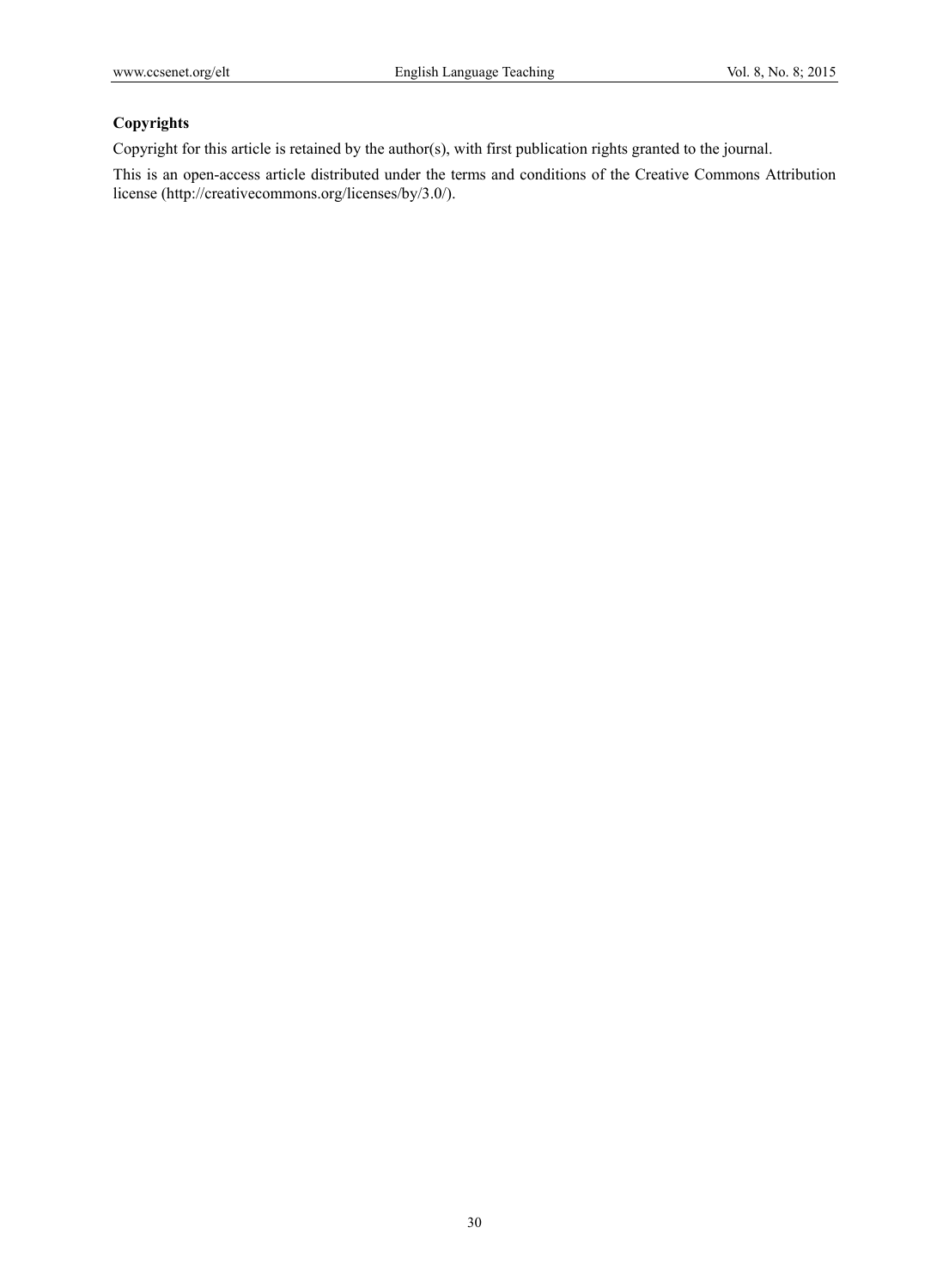**Copyrights**

Copyright for this article is retained by the author(s), with first publication rights granted to the journal.

This is an open-access article distributed under the terms and conditions of the Creative Commons Attribution license (http://creativecommons.org/licenses/by/3.0/).